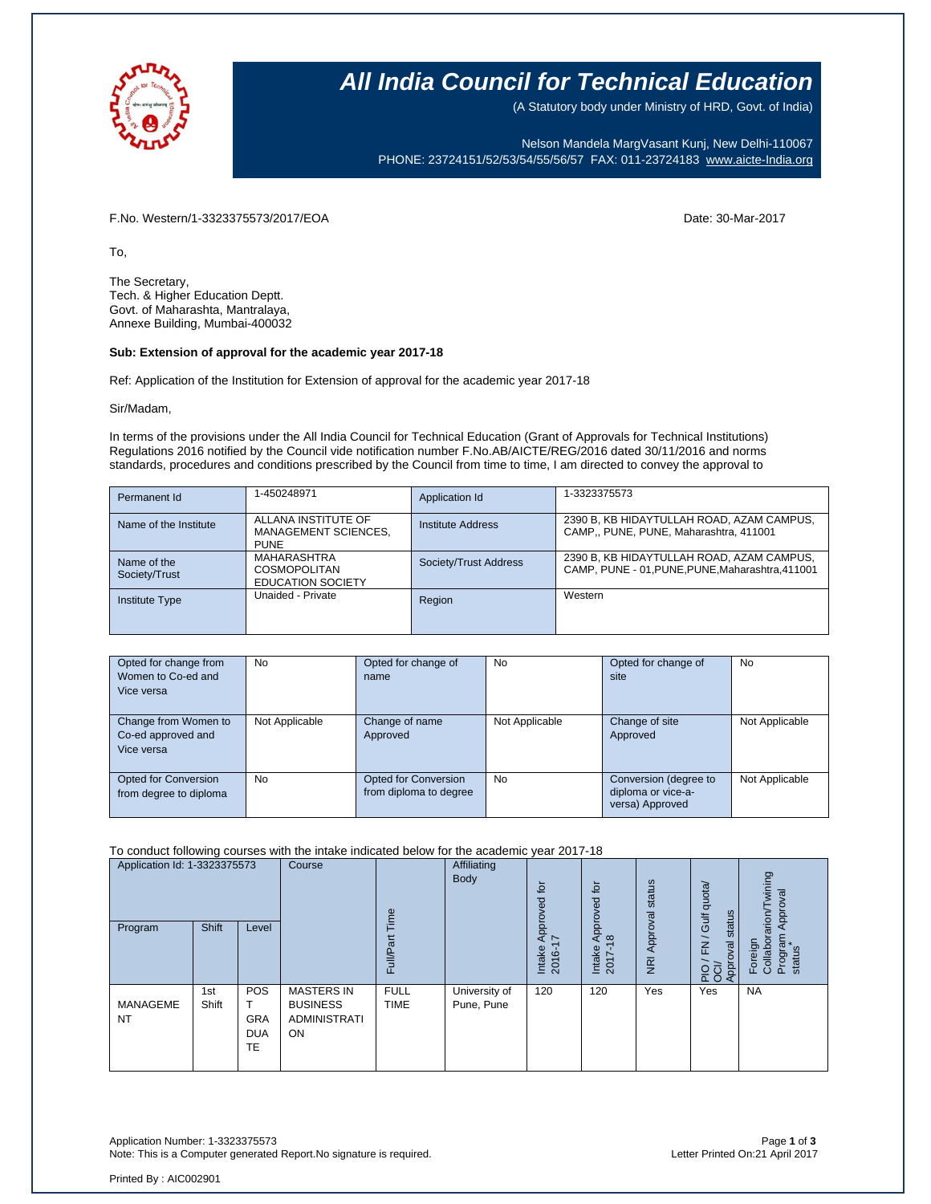# All India Council for Technical Education

(A Statutory body under Ministry of HRD, Govt. of India)

Nelson Mandela MargVasant Kunj, New Delhi-110067
PHONE: 23724151/52/53/54/55/56/57 FAX: 011-23724183 www.aicte-India.org

F.No. Western/1-3323375573/2017/EOA

Date: 30-Mar-2017

To,

The Secretary,
Tech. & Higher Education Deptt.
Govt. of Maharashta, Mantralaya,
Annexe Building, Mumbai-400032

**Sub: Extension of approval for the academic year 2017-18**

Ref: Application of the Institution for Extension of approval for the academic year 2017-18

Sir/Madam,

In terms of the provisions under the All India Council for Technical Education (Grant of Approvals for Technical Institutions) Regulations 2016 notified by the Council vide notification number F.No.AB/AICTE/REG/2016 dated 30/11/2016 and norms standards, procedures and conditions prescribed by the Council from time to time, I am directed to convey the approval to

| Permanent Id | 1-450248971 | Application Id | 1-3323375573 |
|---|---|---|---|
| Name of the Institute | ALLANA INSTITUTE OF MANAGEMENT SCIENCES, PUNE | Institute Address | 2390 B, KB HIDAYTULLAH ROAD, AZAM CAMPUS, CAMP,, PUNE, PUNE, Maharashtra, 411001 |
| Name of the Society/Trust | MAHARASHTRA COSMOPOLITAN EDUCATION SOCIETY | Society/Trust Address | 2390 B, KB HIDAYTULLAH ROAD, AZAM CAMPUS, CAMP, PUNE - 01,PUNE,PUNE,Maharashtra,411001 |
| Institute Type | Unaided - Private | Region | Western |

| Opted for change from Women to Co-ed and Vice versa | No | Opted for change of name | No | Opted for change of site | No |
|---|---|---|---|---|---|
| Change from Women to Co-ed approved and Vice versa | Not Applicable | Change of name Approved | Not Applicable | Change of site Approved | Not Applicable |
| Opted for Conversion from degree to diploma | No | Opted for Conversion from diploma to degree | No | Conversion (degree to diploma or vice-a-versa) Approved | Not Applicable |

To conduct following courses with the intake indicated below for the academic year 2017-18

| Application Id: 1-3323375573 | | | Course | Full/Part Time | Affiliating Body | Intake Approved for 2016-17 | Intake Approved for 2017-18 | NRI Approval status | PIO / FN / Gulf quota/ OCI/ Approval status | Foreign Collaborarion/Twining Program Approval status* |
|---|---|---|---|---|---|---|---|---|---|---|
| Program | Shift | Level | | | | | | | | |
| MANAGEMENT | 1st Shift | POST GRADUATE | MASTERS IN BUSINESS ADMINISTRATION | FULL TIME | University of Pune, Pune | 120 | 120 | Yes | Yes | NA |

Application Number: 1-3323375573
Note: This is a Computer generated Report.No signature is required.

Letter Printed On:21 April 2017

Printed By : AIC002901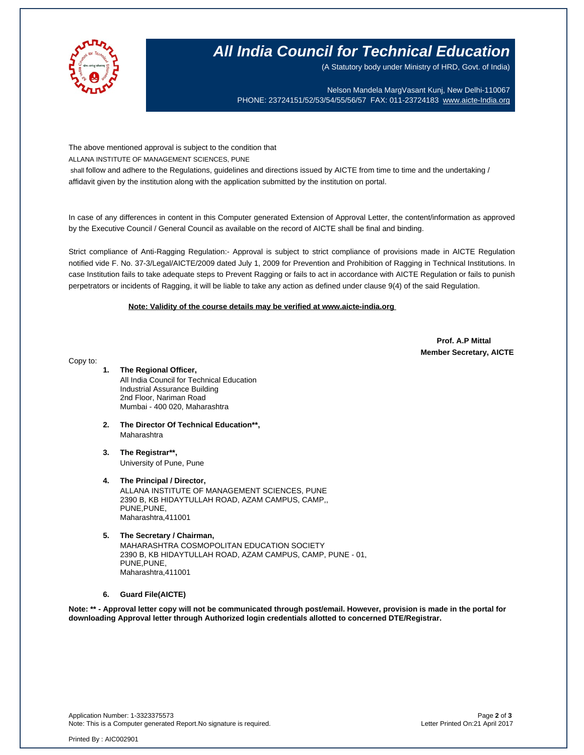# All India Council for Technical Education

(A Statutory body under Ministry of HRD, Govt. of India)

Nelson Mandela MargVasant Kunj, New Delhi-110067
PHONE: 23724151/52/53/54/55/56/57 FAX: 011-23724183 www.aicte-India.org

The above mentioned approval is subject to the condition that
ALLANA INSTITUTE OF MANAGEMENT SCIENCES, PUNE
shall follow and adhere to the Regulations, guidelines and directions issued by AICTE from time to time and the undertaking / affidavit given by the institution along with the application submitted by the institution on portal.

In case of any differences in content in this Computer generated Extension of Approval Letter, the content/information as approved by the Executive Council / General Council as available on the record of AICTE shall be final and binding.

Strict compliance of Anti-Ragging Regulation:- Approval is subject to strict compliance of provisions made in AICTE Regulation notified vide F. No. 37-3/Legal/AICTE/2009 dated July 1, 2009 for Prevention and Prohibition of Ragging in Technical Institutions. In case Institution fails to take adequate steps to Prevent Ragging or fails to act in accordance with AICTE Regulation or fails to punish perpetrators or incidents of Ragging, it will be liable to take any action as defined under clause 9(4) of the said Regulation.

**Note: Validity of the course details may be verified at www.aicte-india.org**

**Prof. A.P Mittal**
**Member Secretary, AICTE**

Copy to:

1. **The Regional Officer,**
   All India Council for Technical Education
   Industrial Assurance Building
   2nd Floor, Nariman Road
   Mumbai - 400 020, Maharashtra

2. **The Director Of Technical Education\*\*,**
   Maharashtra

3. **The Registrar\*\*,**
   University of Pune, Pune

4. **The Principal / Director,**
   ALLANA INSTITUTE OF MANAGEMENT SCIENCES, PUNE
   2390 B, KB HIDAYTULLAH ROAD, AZAM CAMPUS, CAMP,,
   PUNE,PUNE,
   Maharashtra,411001

5. **The Secretary / Chairman,**
   MAHARASHTRA COSMOPOLITAN EDUCATION SOCIETY
   2390 B, KB HIDAYTULLAH ROAD, AZAM CAMPUS, CAMP, PUNE - 01,
   PUNE,PUNE,
   Maharashtra,411001

6. **Guard File(AICTE)**

**Note: \*\* - Approval letter copy will not be communicated through post/email. However, provision is made in the portal for downloading Approval letter through Authorized login credentials allotted to concerned DTE/Registrar.**

Application Number: 1-3323375573
Note: This is a Computer generated Report.No signature is required.
Letter Printed On:21 April 2017

Printed By : AIC002901